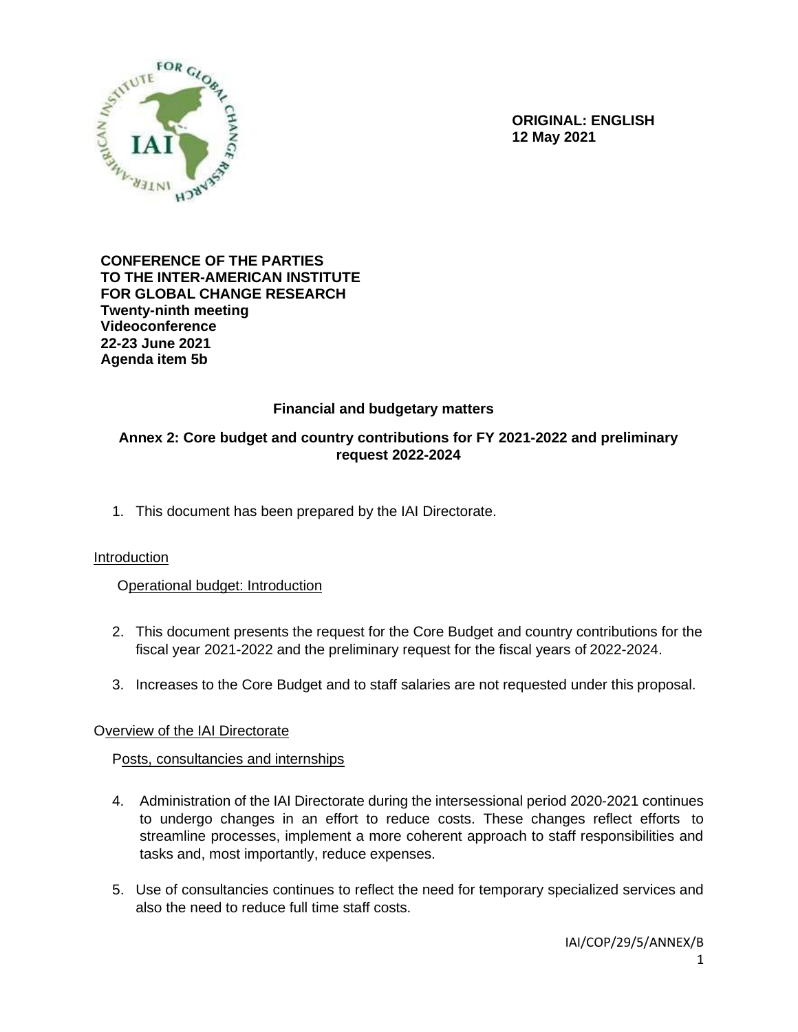**ORIGINAL: ENGLISH**
**12 May 2021**

**CONFERENCE OF THE PARTIES**
**TO THE INTER-AMERICAN INSTITUTE**
**FOR GLOBAL CHANGE RESEARCH**
**Twenty-ninth meeting**
**Videoconference**
**22-23 June 2021**
**Agenda item 5b**

## Financial and budgetary matters

## Annex 2: Core budget and country contributions for FY 2021-2022 and preliminary request 2022-2024

1. This document has been prepared by the IAI Directorate.

### Introduction

#### Operational budget: Introduction

2. This document presents the request for the Core Budget and country contributions for the fiscal year 2021-2022 and the preliminary request for the fiscal years of 2022-2024.

3. Increases to the Core Budget and to staff salaries are not requested under this proposal.

### Overview of the IAI Directorate

#### Posts, consultancies and internships

4. Administration of the IAI Directorate during the intersessional period 2020-2021 continues to undergo changes in an effort to reduce costs. These changes reflect efforts to streamline processes, implement a more coherent approach to staff responsibilities and tasks and, most importantly, reduce expenses.

5. Use of consultancies continues to reflect the need for temporary specialized services and also the need to reduce full time staff costs.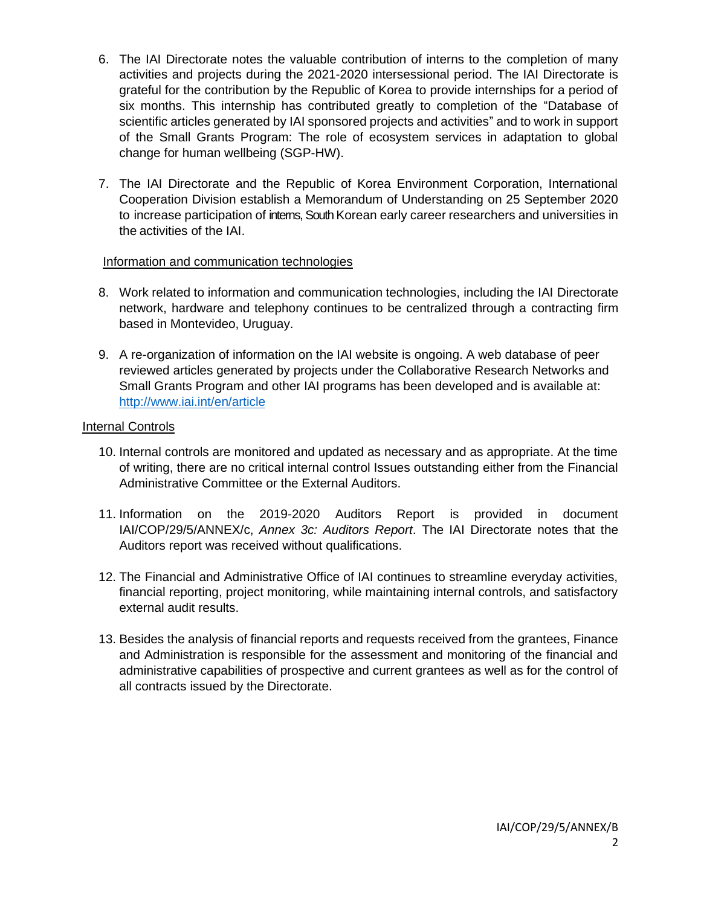6. The IAI Directorate notes the valuable contribution of interns to the completion of many activities and projects during the 2021-2020 intersessional period. The IAI Directorate is grateful for the contribution by the Republic of Korea to provide internships for a period of six months. This internship has contributed greatly to completion of the "Database of scientific articles generated by IAI sponsored projects and activities" and to work in support of the Small Grants Program: The role of ecosystem services in adaptation to global change for human wellbeing (SGP-HW).

7. The IAI Directorate and the Republic of Korea Environment Corporation, International Cooperation Division establish a Memorandum of Understanding on 25 September 2020 to increase participation of interns, South Korean early career researchers and universities in the activities of the IAI.

Information and communication technologies

8. Work related to information and communication technologies, including the IAI Directorate network, hardware and telephony continues to be centralized through a contracting firm based in Montevideo, Uruguay.

9. A re-organization of information on the IAI website is ongoing. A web database of peer reviewed articles generated by projects under the Collaborative Research Networks and Small Grants Program and other IAI programs has been developed and is available at: http://www.iai.int/en/article

Internal Controls

10. Internal controls are monitored and updated as necessary and as appropriate. At the time of writing, there are no critical internal control Issues outstanding either from the Financial Administrative Committee or the External Auditors.

11. Information on the 2019-2020 Auditors Report is provided in document IAI/COP/29/5/ANNEX/c, *Annex 3c: Auditors Report*. The IAI Directorate notes that the Auditors report was received without qualifications.

12. The Financial and Administrative Office of IAI continues to streamline everyday activities, financial reporting, project monitoring, while maintaining internal controls, and satisfactory external audit results.

13. Besides the analysis of financial reports and requests received from the grantees, Finance and Administration is responsible for the assessment and monitoring of the financial and administrative capabilities of prospective and current grantees as well as for the control of all contracts issued by the Directorate.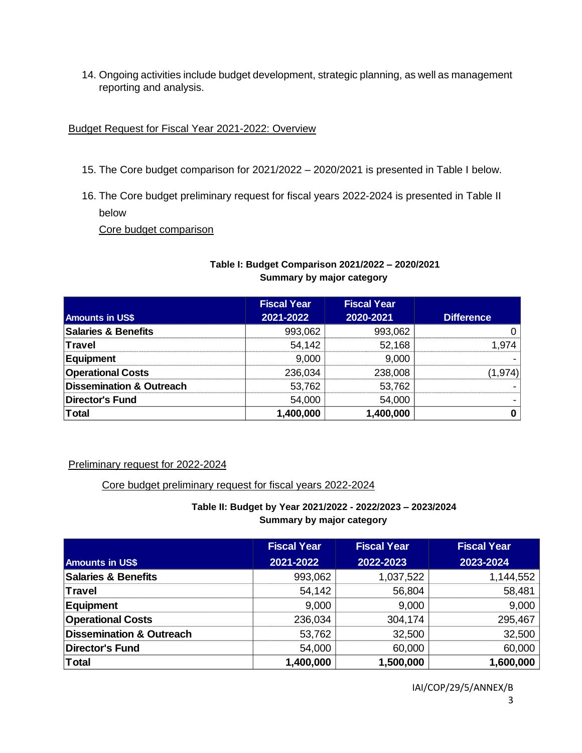14. Ongoing activities include budget development, strategic planning, as well as management reporting and analysis.

Budget Request for Fiscal Year 2021-2022: Overview

15. The Core budget comparison for 2021/2022 – 2020/2021 is presented in Table I below.
16. The Core budget preliminary request for fiscal years 2022-2024 is presented in Table II below

Core budget comparison

**Table I: Budget Comparison 2021/2022 – 2020/2021**
**Summary by major category**

| Amounts in US$ | Fiscal Year 2021-2022 | Fiscal Year 2020-2021 | Difference |
|---|---|---|---|
| **Salaries & Benefits** | 993,062 | 993,062 | 0 |
| **Travel** | 54,142 | 52,168 | 1,974 |
| **Equipment** | 9,000 | 9,000 | - |
| **Operational Costs** | 236,034 | 238,008 | (1,974) |
| **Dissemination & Outreach** | 53,762 | 53,762 | - |
| **Director's Fund** | 54,000 | 54,000 | - |
| **Total** | **1,400,000** | **1,400,000** | **0** |

Preliminary request for 2022-2024

Core budget preliminary request for fiscal years 2022-2024

**Table II: Budget by Year 2021/2022 - 2022/2023 – 2023/2024**
**Summary by major category**

| Amounts in US$ | Fiscal Year 2021-2022 | Fiscal Year 2022-2023 | Fiscal Year 2023-2024 |
|---|---|---|---|
| **Salaries & Benefits** | 993,062 | 1,037,522 | 1,144,552 |
| **Travel** | 54,142 | 56,804 | 58,481 |
| **Equipment** | 9,000 | 9,000 | 9,000 |
| **Operational Costs** | 236,034 | 304,174 | 295,467 |
| **Dissemination & Outreach** | 53,762 | 32,500 | 32,500 |
| **Director's Fund** | 54,000 | 60,000 | 60,000 |
| **Total** | **1,400,000** | **1,500,000** | **1,600,000** |

IAI/COP/29/5/ANNEX/B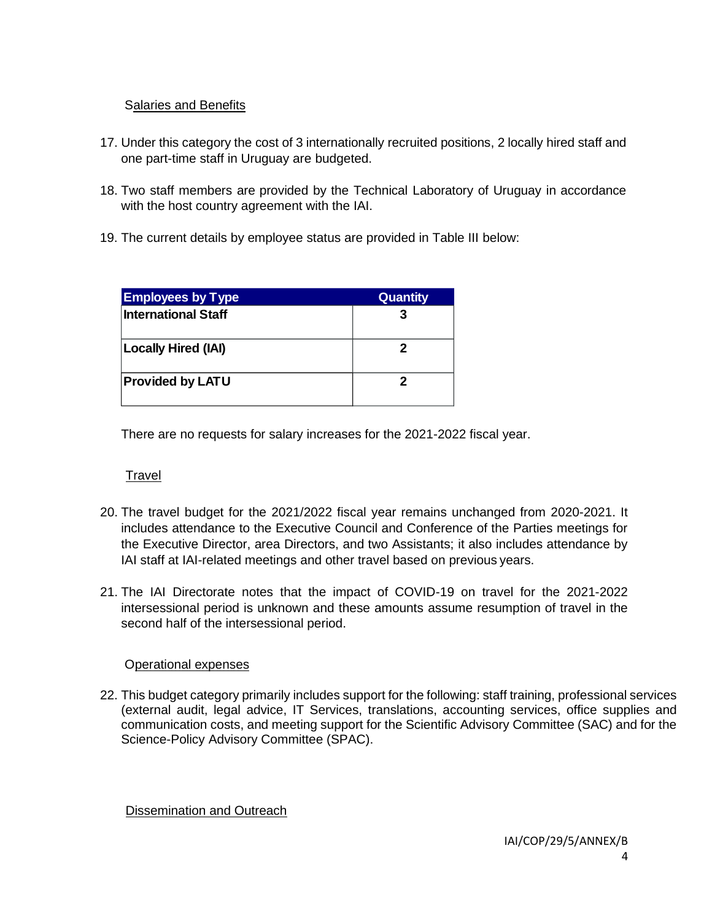Salaries and Benefits

17. Under this category the cost of 3 internationally recruited positions, 2 locally hired staff and one part-time staff in Uruguay are budgeted.

18. Two staff members are provided by the Technical Laboratory of Uruguay in accordance with the host country agreement with the IAI.

19. The current details by employee status are provided in Table III below:

| Employees by Type | Quantity |
| --- | --- |
| **International Staff** | **3** |
| **Locally Hired (IAI)** | **2** |
| **Provided by LATU** | **2** |

There are no requests for salary increases for the 2021-2022 fiscal year.

Travel

20. The travel budget for the 2021/2022 fiscal year remains unchanged from 2020-2021. It includes attendance to the Executive Council and Conference of the Parties meetings for the Executive Director, area Directors, and two Assistants; it also includes attendance by IAI staff at IAI-related meetings and other travel based on previous years.

21. The IAI Directorate notes that the impact of COVID-19 on travel for the 2021-2022 intersessional period is unknown and these amounts assume resumption of travel in the second half of the intersessional period.

Operational expenses

22. This budget category primarily includes support for the following: staff training, professional services (external audit, legal advice, IT Services, translations, accounting services, office supplies and communication costs, and meeting support for the Scientific Advisory Committee (SAC) and for the Science-Policy Advisory Committee (SPAC).

Dissemination and Outreach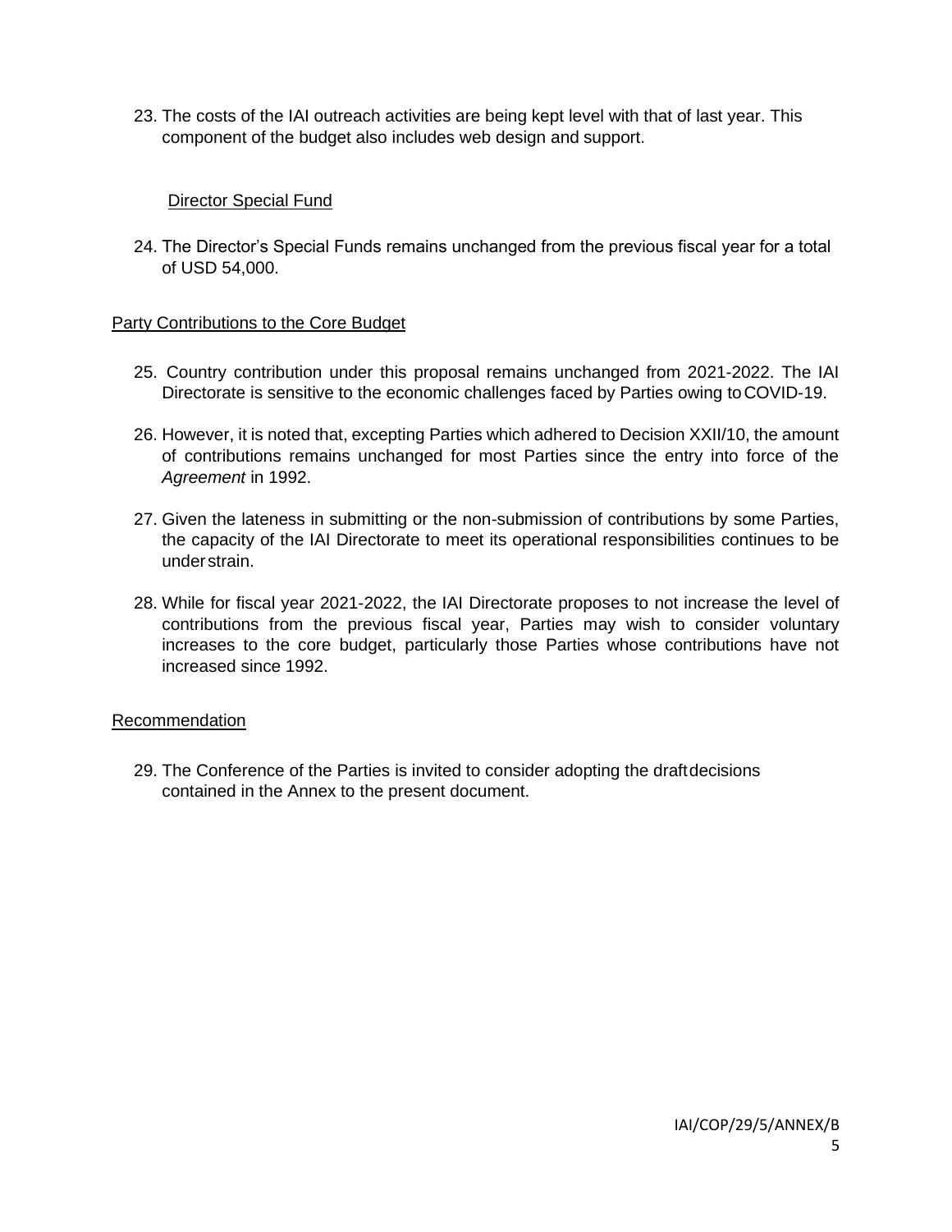23. The costs of the IAI outreach activities are being kept level with that of last year. This component of the budget also includes web design and support.

Director Special Fund

24. The Director's Special Funds remains unchanged from the previous fiscal year for a total of USD 54,000.

Party Contributions to the Core Budget

25. Country contribution under this proposal remains unchanged from 2021-2022. The IAI Directorate is sensitive to the economic challenges faced by Parties owing to COVID-19.

26. However, it is noted that, excepting Parties which adhered to Decision XXII/10, the amount of contributions remains unchanged for most Parties since the entry into force of the *Agreement* in 1992.

27. Given the lateness in submitting or the non-submission of contributions by some Parties, the capacity of the IAI Directorate to meet its operational responsibilities continues to be under strain.

28. While for fiscal year 2021-2022, the IAI Directorate proposes to not increase the level of contributions from the previous fiscal year, Parties may wish to consider voluntary increases to the core budget, particularly those Parties whose contributions have not increased since 1992.

Recommendation

29. The Conference of the Parties is invited to consider adopting the draft decisions contained in the Annex to the present document.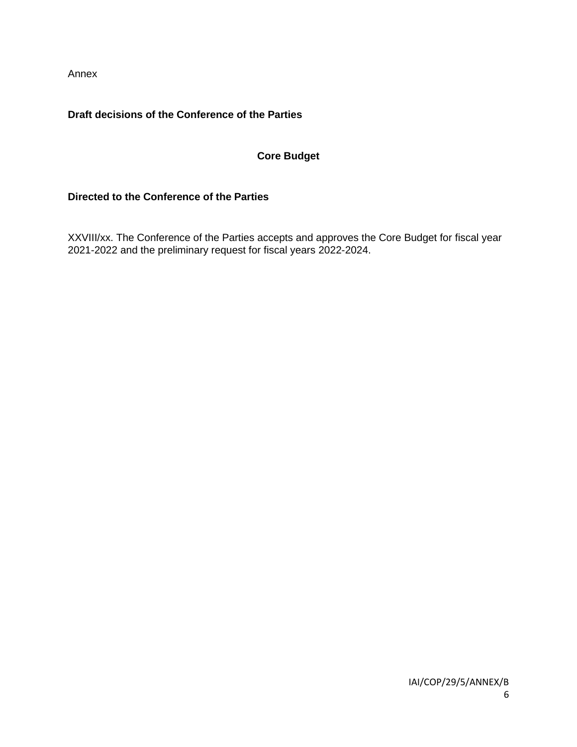Annex

**Draft decisions of the Conference of the Parties**

**Core Budget**

**Directed to the Conference of the Parties**

XXVIII/xx. The Conference of the Parties accepts and approves the Core Budget for fiscal year 2021-2022 and the preliminary request for fiscal years 2022-2024.